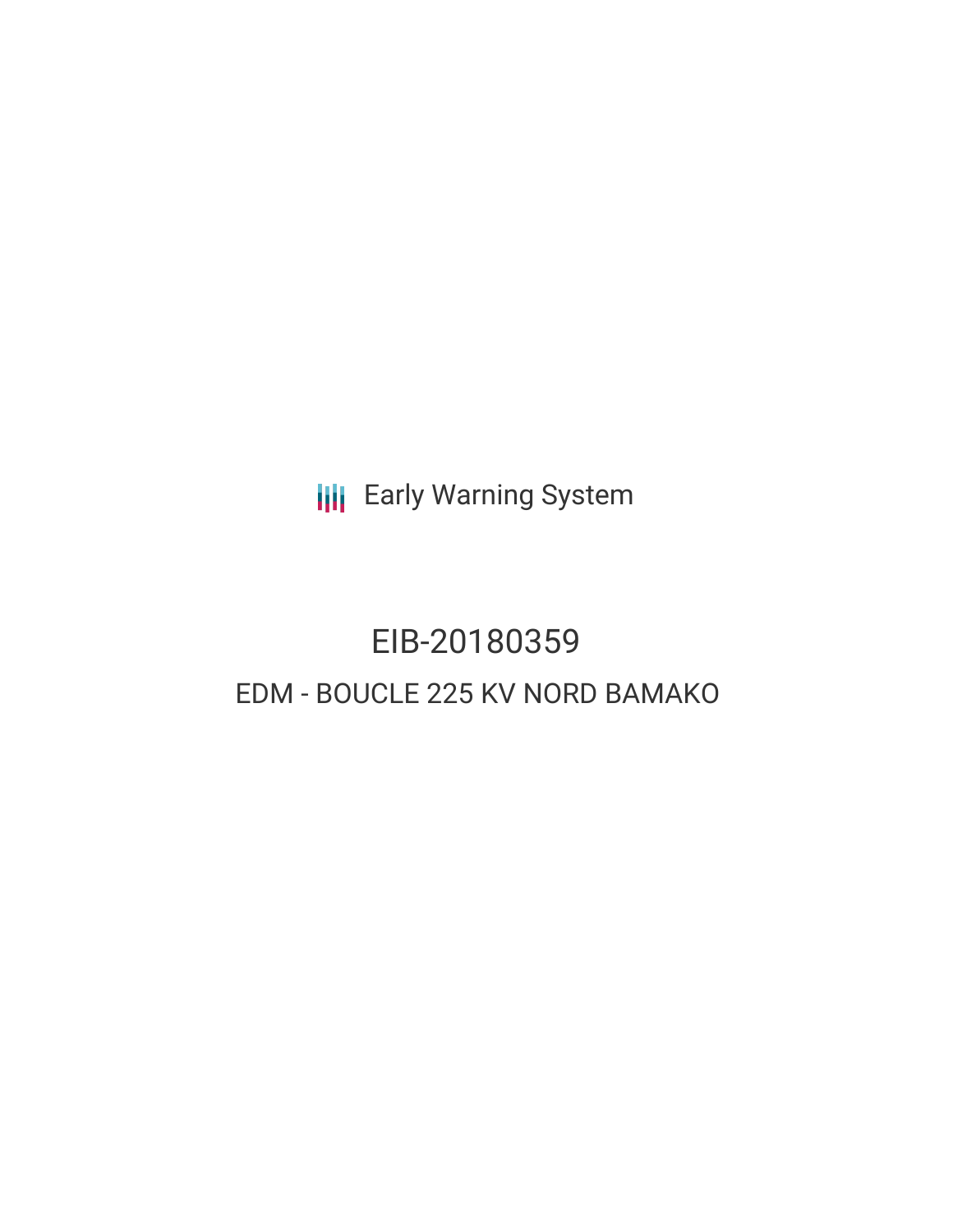Early Warning System

# EIB-20180359

## EDM - BOUCLE 225 KV NORD BAMAKO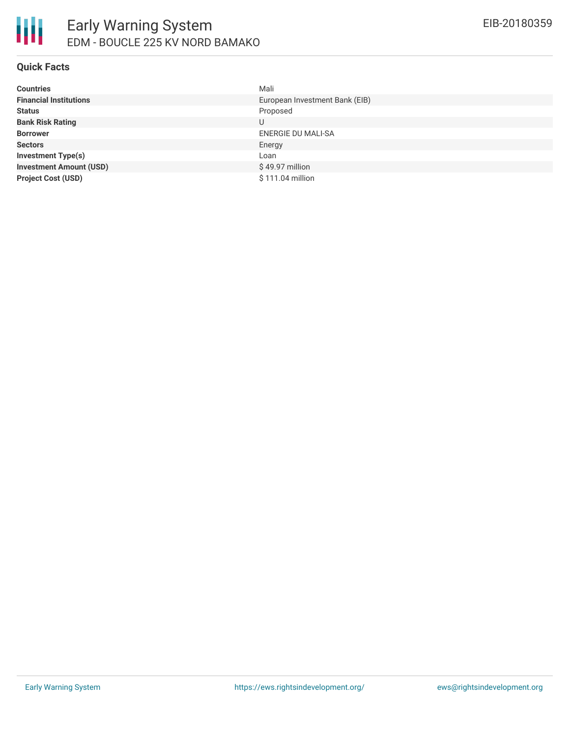## Quick Facts

| | |
|---|---|
| **Countries** | Mali |
| **Financial Institutions** | European Investment Bank (EIB) |
| **Status** | Proposed |
| **Bank Risk Rating** | U |
| **Borrower** | ENERGIE DU MALI-SA |
| **Sectors** | Energy |
| **Investment Type(s)** | Loan |
| **Investment Amount (USD)** | $ 49.97 million |
| **Project Cost (USD)** | $ 111.04 million |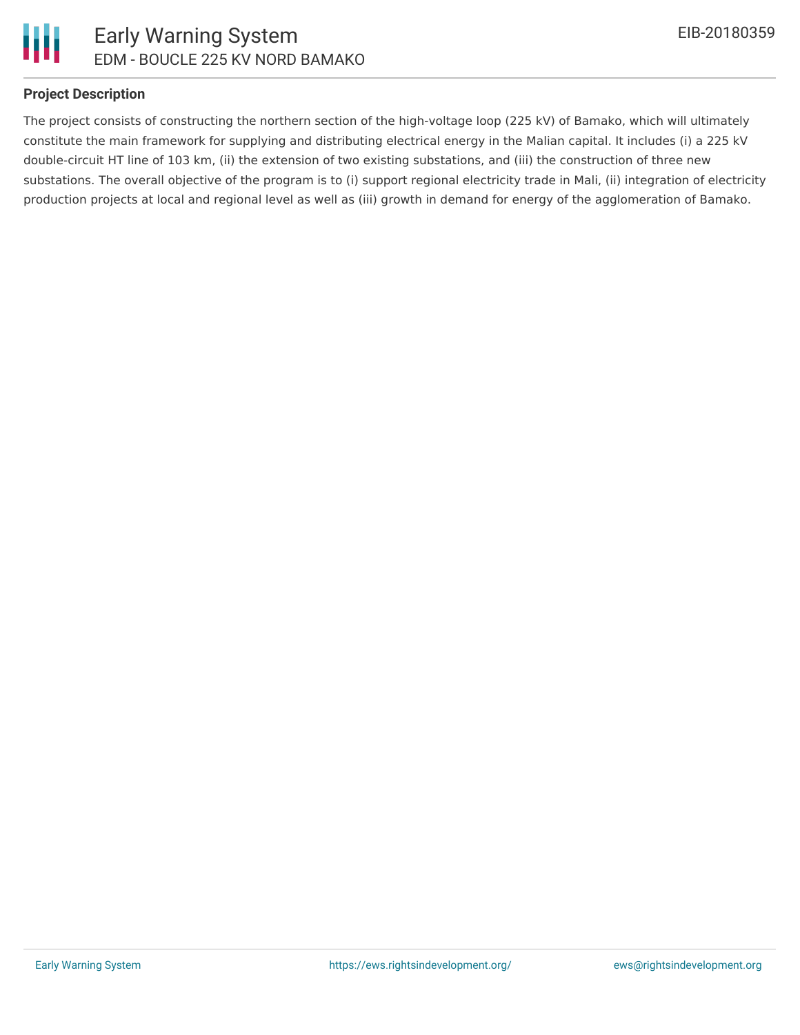## Project Description

The project consists of constructing the northern section of the high-voltage loop (225 kV) of Bamako, which will ultimately constitute the main framework for supplying and distributing electrical energy in the Malian capital. It includes (i) a 225 kV double-circuit HT line of 103 km, (ii) the extension of two existing substations, and (iii) the construction of three new substations. The overall objective of the program is to (i) support regional electricity trade in Mali, (ii) integration of electricity production projects at local and regional level as well as (iii) growth in demand for energy of the agglomeration of Bamako.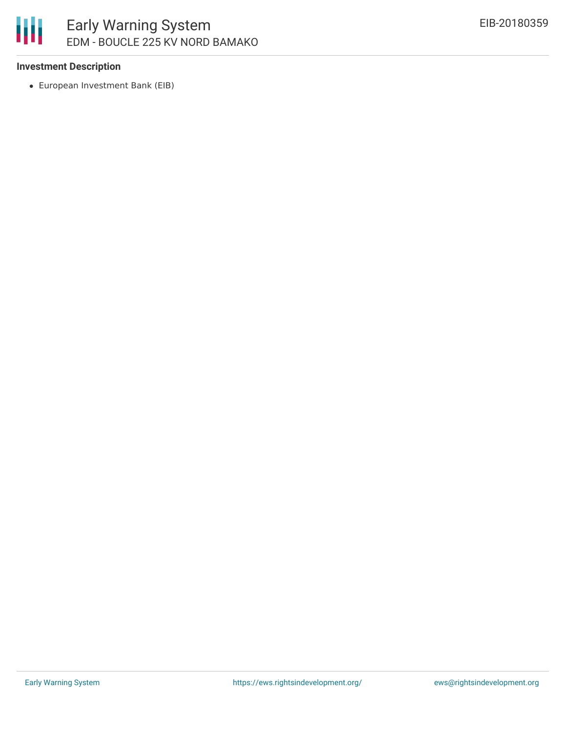### Investment Description

- European Investment Bank (EIB)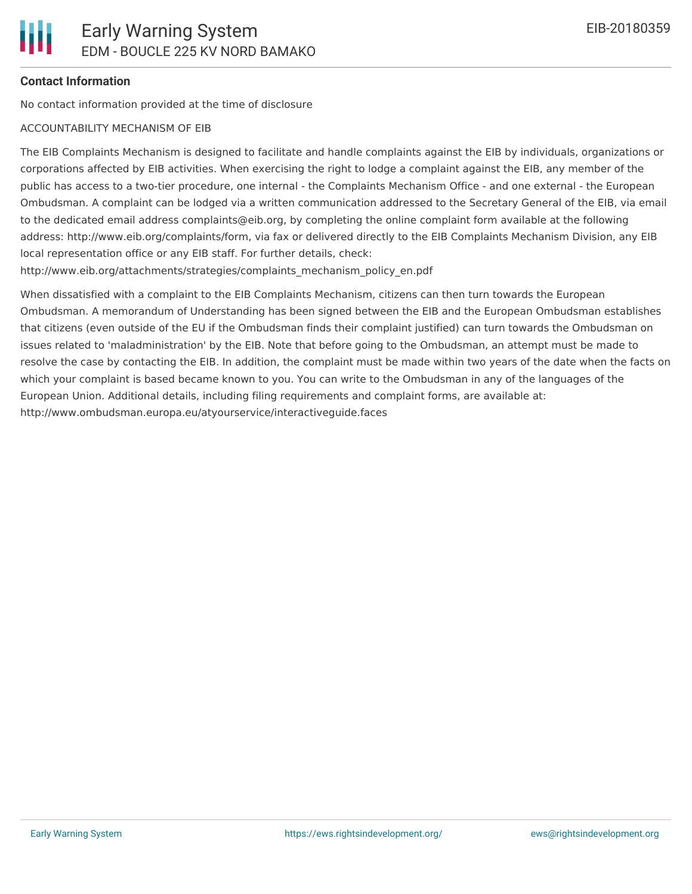**Contact Information**

No contact information provided at the time of disclosure

ACCOUNTABILITY MECHANISM OF EIB

The EIB Complaints Mechanism is designed to facilitate and handle complaints against the EIB by individuals, organizations or corporations affected by EIB activities. When exercising the right to lodge a complaint against the EIB, any member of the public has access to a two-tier procedure, one internal - the Complaints Mechanism Office - and one external - the European Ombudsman. A complaint can be lodged via a written communication addressed to the Secretary General of the EIB, via email to the dedicated email address complaints@eib.org, by completing the online complaint form available at the following address: http://www.eib.org/complaints/form, via fax or delivered directly to the EIB Complaints Mechanism Division, any EIB local representation office or any EIB staff. For further details, check: http://www.eib.org/attachments/strategies/complaints_mechanism_policy_en.pdf

When dissatisfied with a complaint to the EIB Complaints Mechanism, citizens can then turn towards the European Ombudsman. A memorandum of Understanding has been signed between the EIB and the European Ombudsman establishes that citizens (even outside of the EU if the Ombudsman finds their complaint justified) can turn towards the Ombudsman on issues related to 'maladministration' by the EIB. Note that before going to the Ombudsman, an attempt must be made to resolve the case by contacting the EIB. In addition, the complaint must be made within two years of the date when the facts on which your complaint is based became known to you. You can write to the Ombudsman in any of the languages of the European Union. Additional details, including filing requirements and complaint forms, are available at: http://www.ombudsman.europa.eu/atyourservice/interactiveguide.faces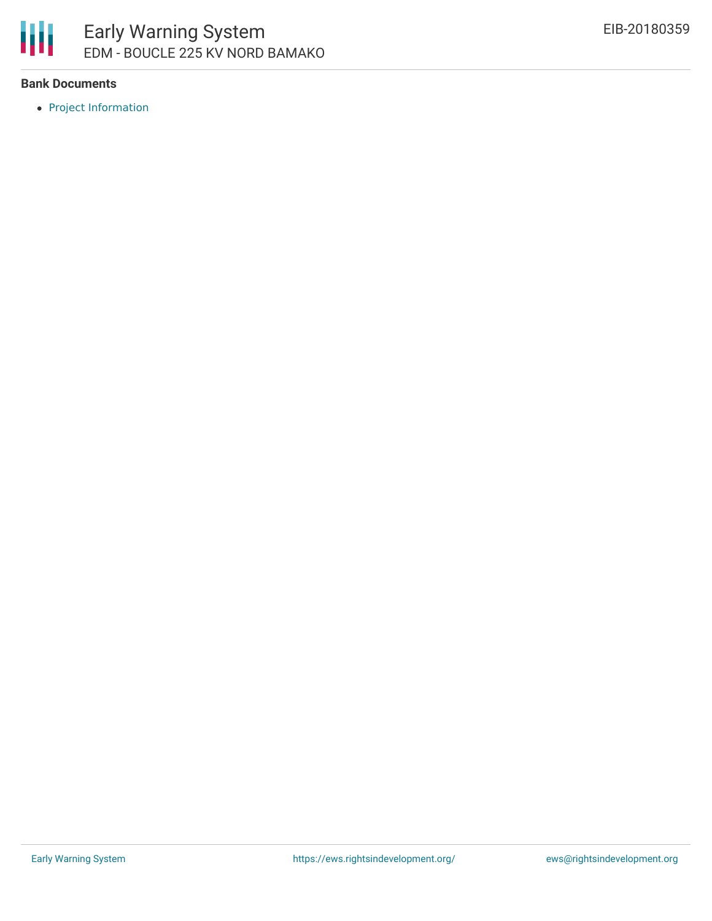**Bank Documents**

- Project Information